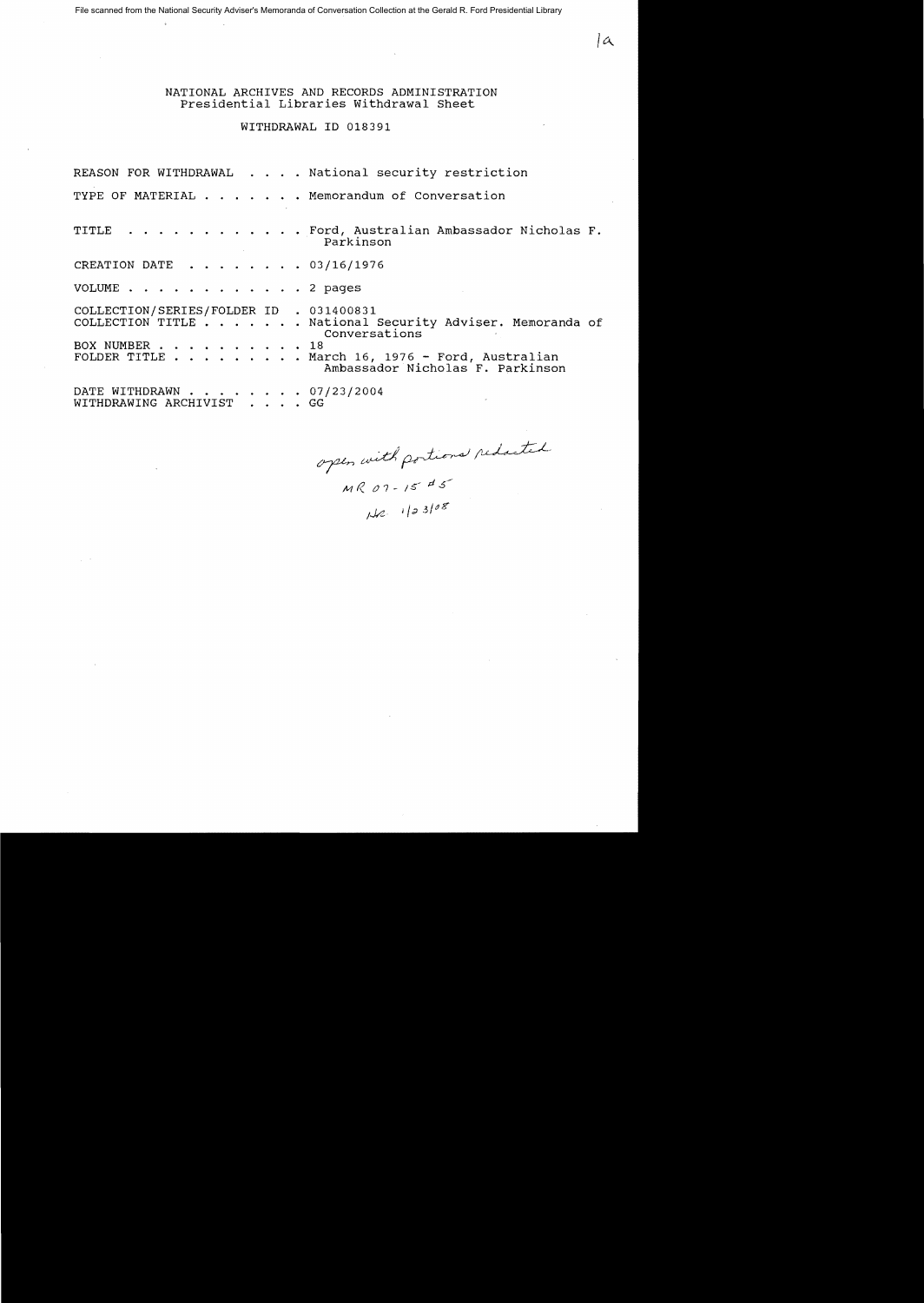File scanned from the National Security Adviser's Memoranda of Conversation Collection at the Gerald R. Ford Presidential Library

1a

NATIONAL ARCHIVES AND RECORDS ADMINISTRATION
Presidential Libraries Withdrawal Sheet

WITHDRAWAL ID 018391

REASON FOR WITHDRAWAL . . . . National security restriction

TYPE OF MATERIAL . . . . . . . Memorandum of Conversation

TITLE . . . . . . . . . . . . Ford, Australian Ambassador Nicholas F. Parkinson

CREATION DATE . . . . . . . . 03/16/1976

VOLUME . . . . . . . . . . . . 2 pages

COLLECTION/SERIES/FOLDER ID . 031400831
COLLECTION TITLE . . . . . . . National Security Adviser. Memoranda of Conversations
BOX NUMBER . . . . . . . . . . 18
FOLDER TITLE . . . . . . . . . March 16, 1976 - Ford, Australian Ambassador Nicholas F. Parkinson

DATE WITHDRAWN . . . . . . . . 07/23/2004
WITHDRAWING ARCHIVIST . . . . GG

*open with portions redacted*
*MR 07-15 #5*
*NLC 1/23/08*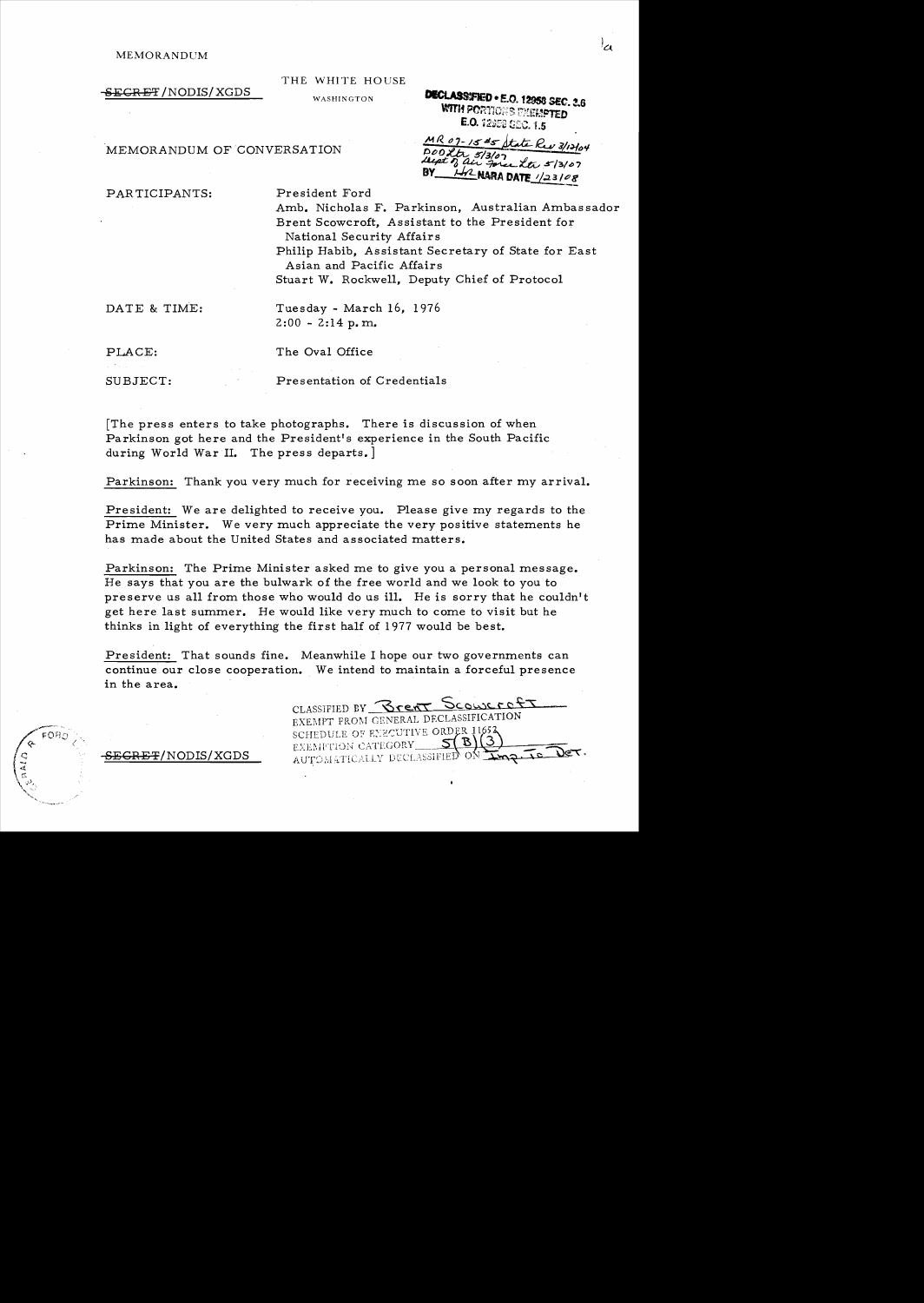MEMORANDUM

THE WHITE HOUSE

WASHINGTON

~~SECRET~~/NODIS/XGDS

DECLASSIFIED • E.O. 12958 SEC. 3.6
WITH PORTIONS EXEMPTED
E.O. 12958 SEC. 1.5
MR 07-15 #5 State Rev 3/12/04
DOD Ltr 5/3/07
Dept of Air Force Ltr 5/3/07
BY ___ NARA DATE 1/23/08

MEMORANDUM OF CONVERSATION

PARTICIPANTS: President Ford
Amb. Nicholas F. Parkinson, Australian Ambassador
Brent Scowcroft, Assistant to the President for National Security Affairs
Philip Habib, Assistant Secretary of State for East Asian and Pacific Affairs
Stuart W. Rockwell, Deputy Chief of Protocol

DATE & TIME: Tuesday - March 16, 1976
2:00 - 2:14 p.m.

PLACE: The Oval Office

SUBJECT: Presentation of Credentials

[The press enters to take photographs. There is discussion of when Parkinson got here and the President's experience in the South Pacific during World War II. The press departs.]

Parkinson: Thank you very much for receiving me so soon after my arrival.

President: We are delighted to receive you. Please give my regards to the Prime Minister. We very much appreciate the very positive statements he has made about the United States and associated matters.

Parkinson: The Prime Minister asked me to give you a personal message. He says that you are the bulwark of the free world and we look to you to preserve us all from those who would do us ill. He is sorry that he couldn't get here last summer. He would like very much to come to visit but he thinks in light of everything the first half of 1977 would be best.

President: That sounds fine. Meanwhile I hope our two governments can continue our close cooperation. We intend to maintain a forceful presence in the area.

CLASSIFIED BY Brent Scowcroft
EXEMPT FROM GENERAL DECLASSIFICATION
SCHEDULE OF EXECUTIVE ORDER 11652
EXEMPTION CATEGORY 5(B)(3)
AUTOMATICALLY DECLASSIFIED ON Imp. to Det.

~~SECRET~~/NODIS/XGDS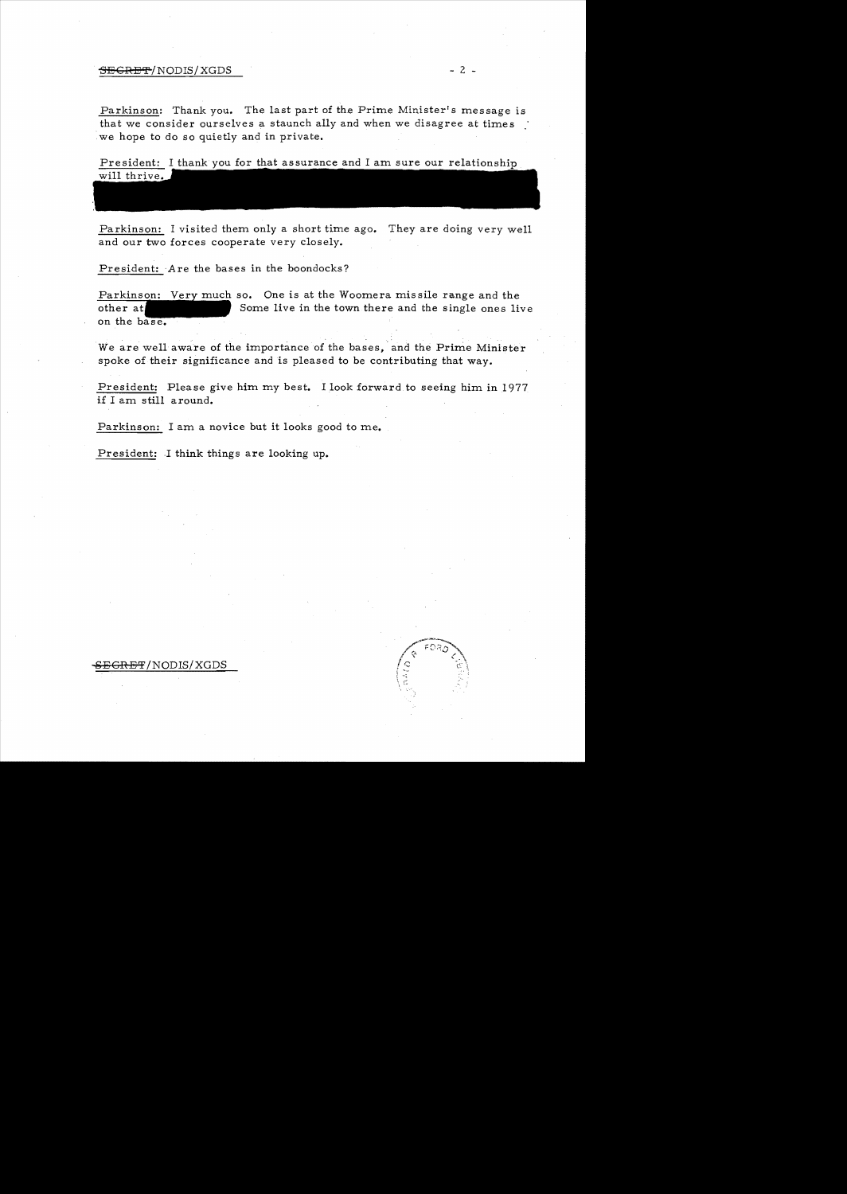Parkinson: Thank you. The last part of the Prime Minister's message is that we consider ourselves a staunch ally and when we disagree at times we hope to do so quietly and in private.

President: I thank you for that assurance and I am sure our relationship will thrive.

Parkinson: I visited them only a short time ago. They are doing very well and our two forces cooperate very closely.

President: Are the bases in the boondocks?

Parkinson: Very much so. One is at the Woomera missile range and the other at Some live in the town there and the single ones live on the base.

We are well aware of the importance of the bases, and the Prime Minister spoke of their significance and is pleased to be contributing that way.

President: Please give him my best. I look forward to seeing him in 1977 if I am still around.

Parkinson: I am a novice but it looks good to me.

President: I think things are looking up.

~~SECRET~~/NODIS/XGDS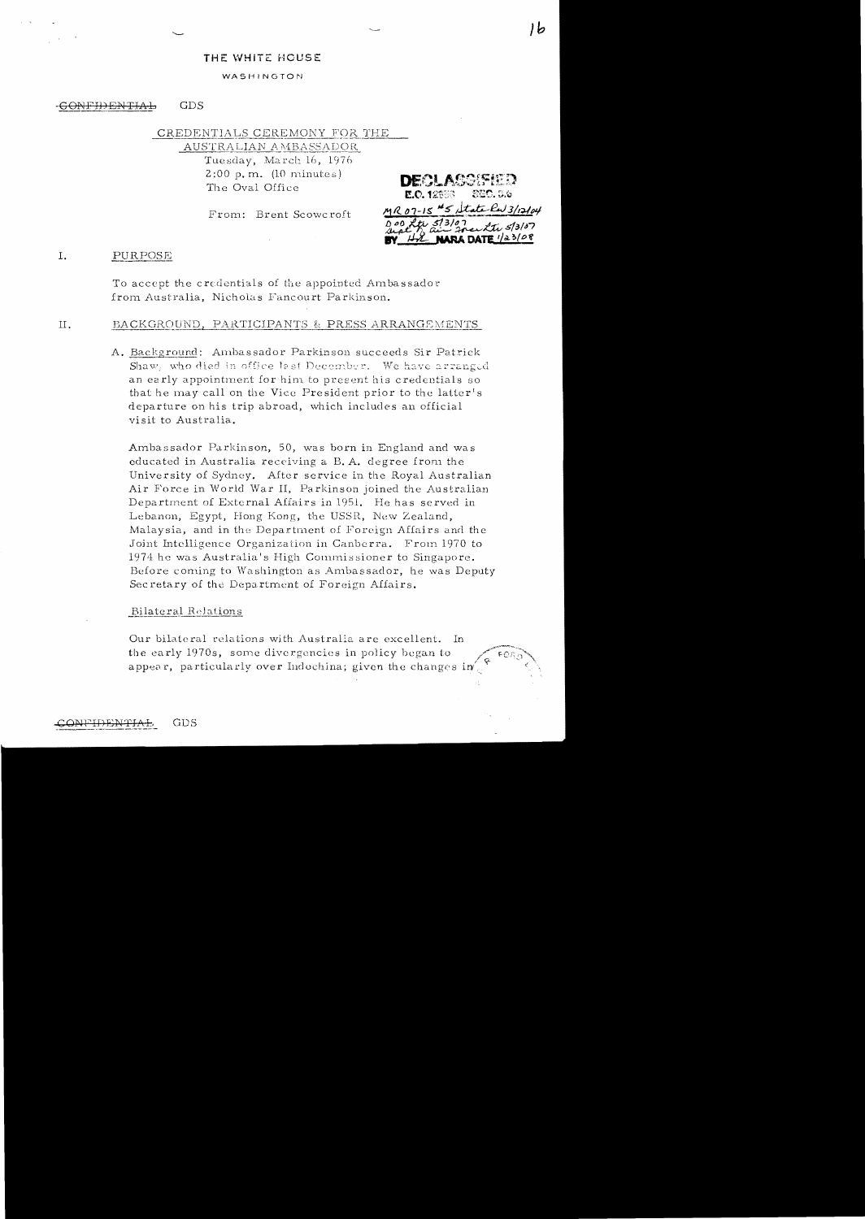THE WHITE HOUSE

WASHINGTON

~~CONFIDENTIAL~~ GDS

CREDENTIALS CEREMONY FOR THE AUSTRALIAN AMBASSADOR
Tuesday, March 16, 1976
2:00 p.m. (10 minutes)
The Oval Office

From: Brent Scowcroft

DECLASSIFIED
E.O. 12958 SEC. 3.6
MR 07-15 #5 State Rev 3/12/04
DOD Ltr 5/3/07 Air Force Ltr 5/3/07
BY HR NARA DATE 1/23/08

## I. PURPOSE

To accept the credentials of the appointed Ambassador from Australia, Nicholas Fancourt Parkinson.

## II. BACKGROUND, PARTICIPANTS & PRESS ARRANGEMENTS

A. Background: Ambassador Parkinson succeeds Sir Patrick Shaw, who died in office last December. We have arranged an early appointment for him to present his credentials so that he may call on the Vice President prior to the latter's departure on his trip abroad, which includes an official visit to Australia.

Ambassador Parkinson, 50, was born in England and was educated in Australia receiving a B. A. degree from the University of Sydney. After service in the Royal Australian Air Force in World War II, Parkinson joined the Australian Department of External Affairs in 1951. He has served in Lebanon, Egypt, Hong Kong, the USSR, New Zealand, Malaysia, and in the Department of Foreign Affairs and the Joint Intelligence Organization in Canberra. From 1970 to 1974 he was Australia's High Commissioner to Singapore. Before coming to Washington as Ambassador, he was Deputy Secretary of the Department of Foreign Affairs.

Bilateral Relations

Our bilateral relations with Australia are excellent. In the early 1970s, some divergencies in policy began to appear, particularly over Indochina; given the changes in

~~CONFIDENTIAL~~ GDS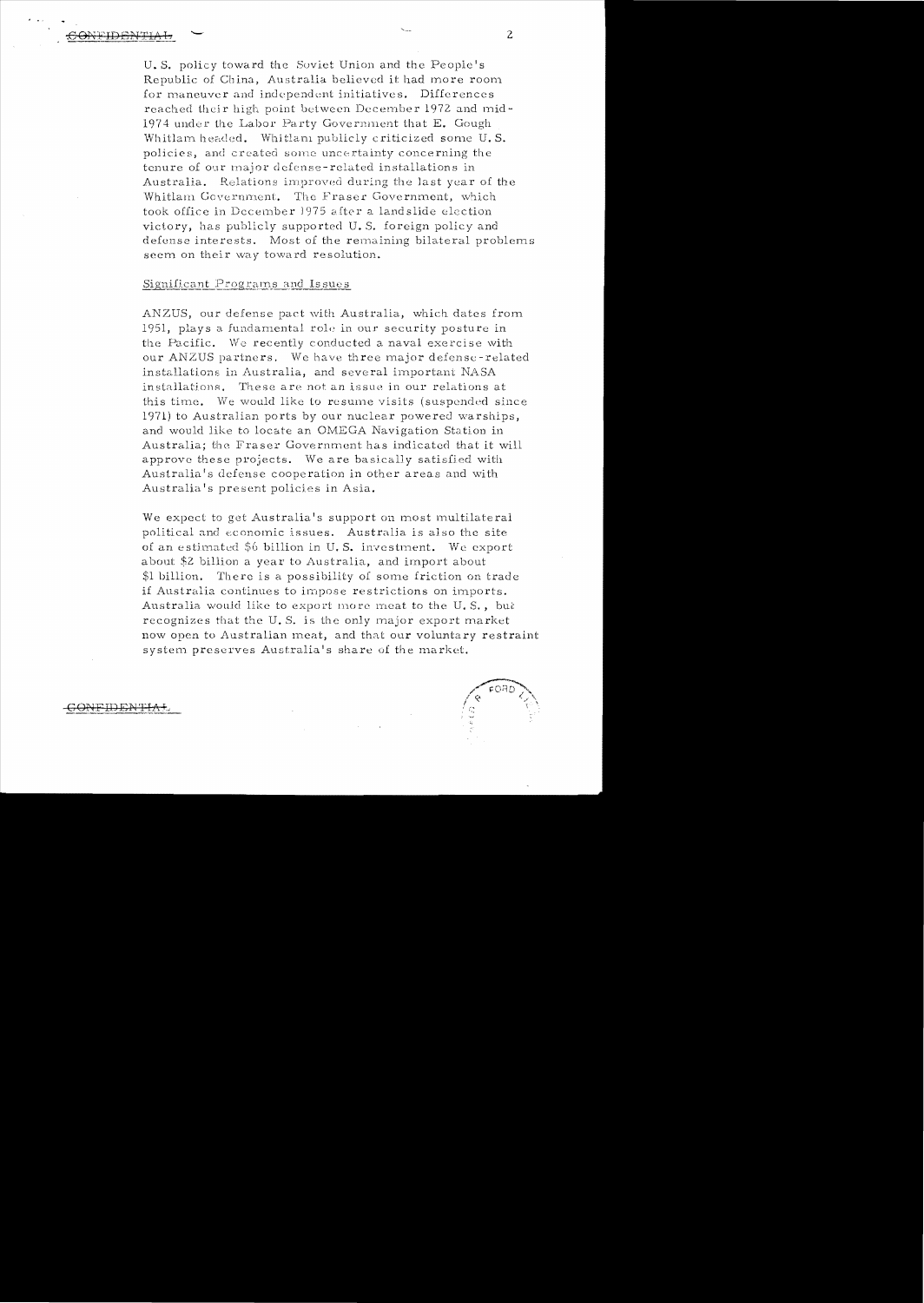U. S. policy toward the Soviet Union and the People's Republic of China, Australia believed it had more room for maneuver and independent initiatives. Differences reached their high point between December 1972 and mid-1974 under the Labor Party Government that E. Gough Whitlam headed. Whitlam publicly criticized some U. S. policies, and created some uncertainty concerning the tenure of our major defense-related installations in Australia. Relations improved during the last year of the Whitlam Government. The Fraser Government, which took office in December 1975 after a landslide election victory, has publicly supported U. S. foreign policy and defense interests. Most of the remaining bilateral problems seem on their way toward resolution.

## Significant Programs and Issues

ANZUS, our defense pact with Australia, which dates from 1951, plays a fundamental role in our security posture in the Pacific. We recently conducted a naval exercise with our ANZUS partners. We have three major defense-related installations in Australia, and several important NASA installations. These are not an issue in our relations at this time. We would like to resume visits (suspended since 1971) to Australian ports by our nuclear powered warships, and would like to locate an OMEGA Navigation Station in Australia; the Fraser Government has indicated that it will approve these projects. We are basically satisfied with Australia's defense cooperation in other areas and with Australia's present policies in Asia.

We expect to get Australia's support on most multilateral political and economic issues. Australia is also the site of an estimated $6 billion in U. S. investment. We export about $2 billion a year to Australia, and import about $1 billion. There is a possibility of some friction on trade if Australia continues to impose restrictions on imports. Australia would like to export more meat to the U. S., but recognizes that the U. S. is the only major export market now open to Australian meat, and that our voluntary restraint system preserves Australia's share of the market.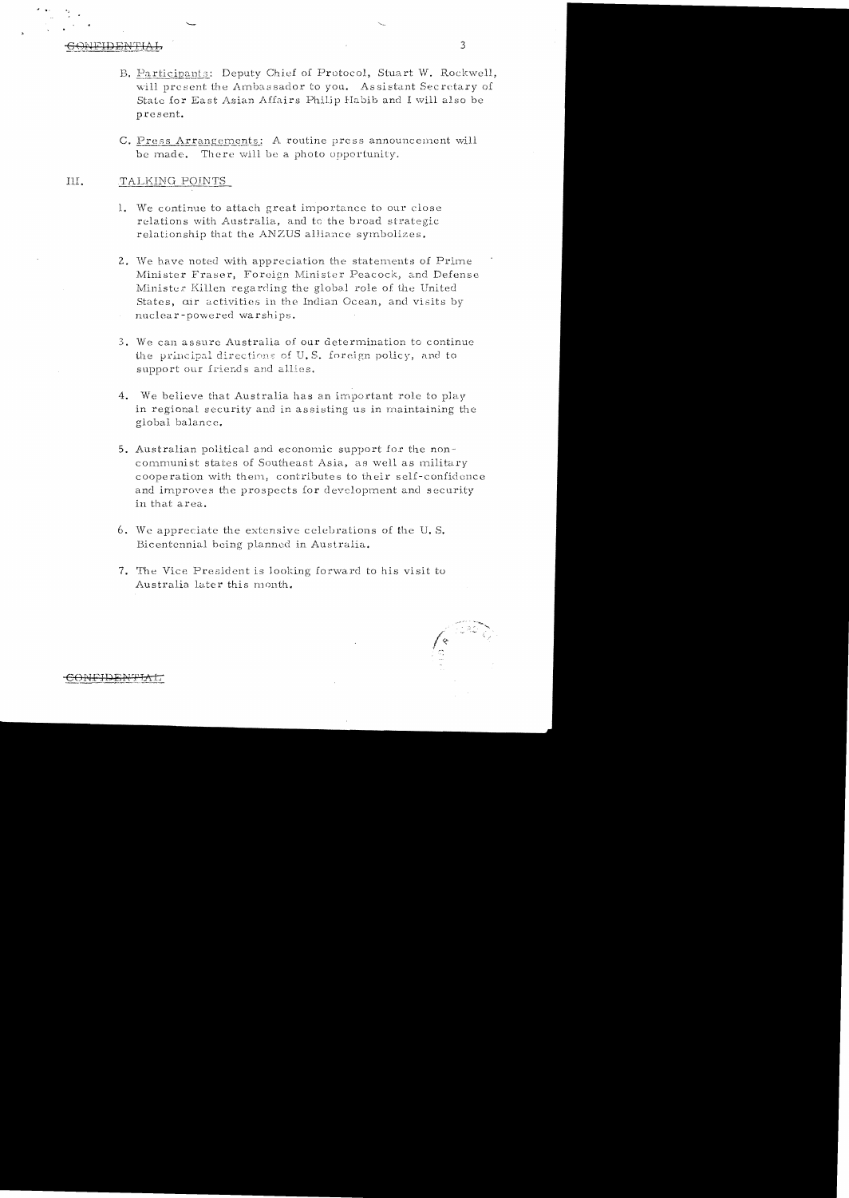CONFIDENTIAL

B. Participants: Deputy Chief of Protocol, Stuart W. Rockwell, will present the Ambassador to you. Assistant Secretary of State for East Asian Affairs Philip Habib and I will also be present.

C. Press Arrangements: A routine press announcement will be made. There will be a photo opportunity.

## III. TALKING POINTS

1. We continue to attach great importance to our close relations with Australia, and to the broad strategic relationship that the ANZUS alliance symbolizes.

2. We have noted with appreciation the statements of Prime Minister Fraser, Foreign Minister Peacock, and Defense Minister Killen regarding the global role of the United States, our activities in the Indian Ocean, and visits by nuclear-powered warships.

3. We can assure Australia of our determination to continue the principal directions of U.S. foreign policy, and to support our friends and allies.

4. We believe that Australia has an important role to play in regional security and in assisting us in maintaining the global balance.

5. Australian political and economic support for the non-communist states of Southeast Asia, as well as military cooperation with them, contributes to their self-confidence and improves the prospects for development and security in that area.

6. We appreciate the extensive celebrations of the U.S. Bicentennial being planned in Australia.

7. The Vice President is looking forward to his visit to Australia later this month.

CONFIDENTIAL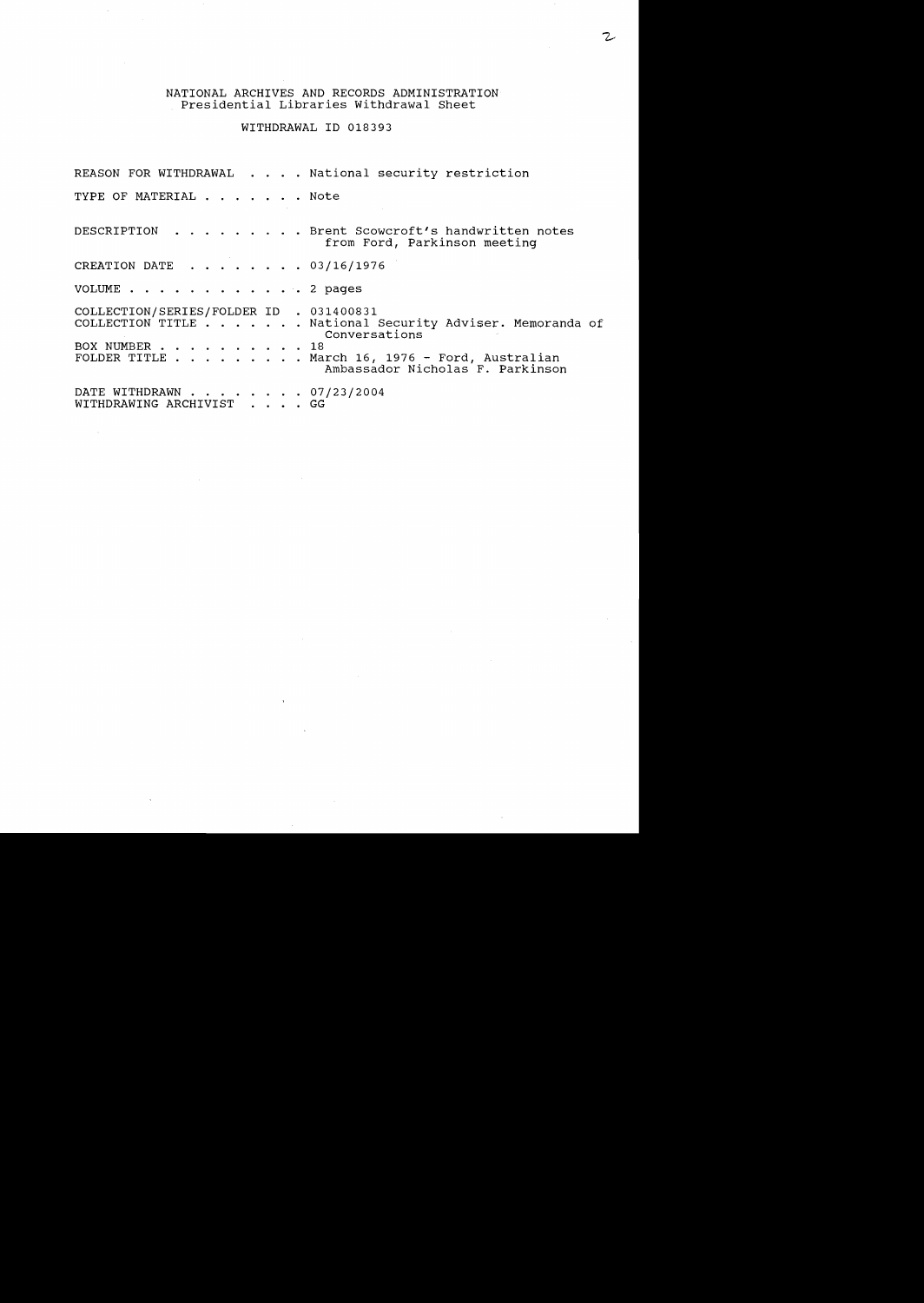NATIONAL ARCHIVES AND RECORDS ADMINISTRATION
Presidential Libraries Withdrawal Sheet

WITHDRAWAL ID 018393

| | |
|---|---|
| REASON FOR WITHDRAWAL . . . . | National security restriction |
| TYPE OF MATERIAL . . . . . . . | Note |
| DESCRIPTION . . . . . . . . . | Brent Scowcroft's handwritten notes from Ford, Parkinson meeting |
| CREATION DATE . . . . . . . . | 03/16/1976 |
| VOLUME . . . . . . . . . . . . | 2 pages |
| COLLECTION/SERIES/FOLDER ID . | 031400831 |
| COLLECTION TITLE . . . . . . . | National Security Adviser. Memoranda of Conversations |
| BOX NUMBER . . . . . . . . . . | 18 |
| FOLDER TITLE . . . . . . . . . | March 16, 1976 - Ford, Australian Ambassador Nicholas F. Parkinson |
| DATE WITHDRAWN . . . . . . . . | 07/23/2004 |
| WITHDRAWING ARCHIVIST . . . . | GG |